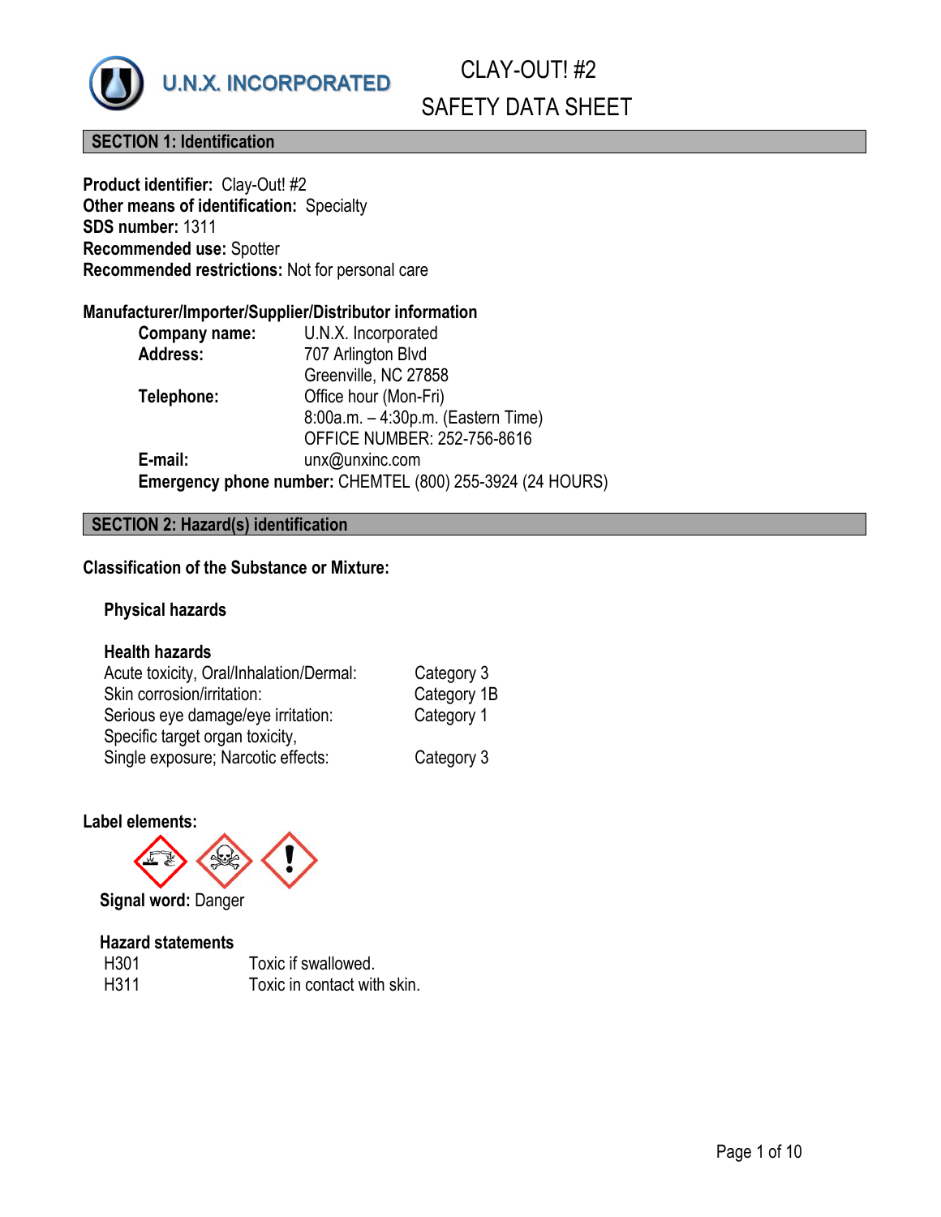U.N.X. INCORPORATED

# CLAY-OUT! #2
# SAFETY DATA SHEET

## SECTION 1: Identification

**Product identifier:** Clay-Out! #2
**Other means of identification:** Specialty
**SDS number:** 1311
**Recommended use:** Spotter
**Recommended restrictions:** Not for personal care

**Manufacturer/Importer/Supplier/Distributor information**

**Company name:** U.N.X. Incorporated
**Address:** 707 Arlington Blvd
Greenville, NC 27858
**Telephone:** Office hour (Mon-Fri)
8:00a.m. – 4:30p.m. (Eastern Time)
OFFICE NUMBER: 252-756-8616
**E-mail:** unx@unxinc.com
**Emergency phone number:** CHEMTEL (800) 255-3924 (24 HOURS)

## SECTION 2: Hazard(s) identification

**Classification of the Substance or Mixture:**

**Physical hazards**

**Health hazards**

| | |
|---|---|
| Acute toxicity, Oral/Inhalation/Dermal: | Category 3 |
| Skin corrosion/irritation: | Category 1B |
| Serious eye damage/eye irritation: | Category 1 |
| Specific target organ toxicity, Single exposure; Narcotic effects: | Category 3 |

**Label elements:**

**Signal word:** Danger

**Hazard statements**

| | |
|---|---|
| H301 | Toxic if swallowed. |
| H311 | Toxic in contact with skin. |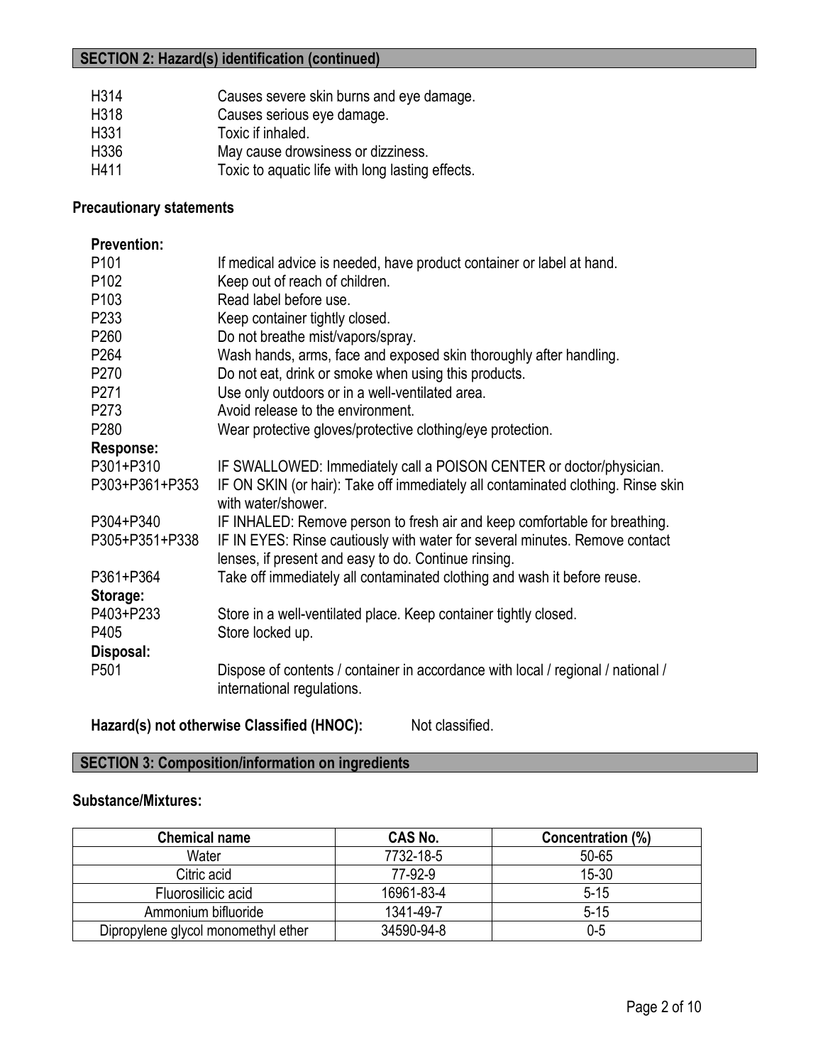## SECTION 2: Hazard(s) identification (continued)

| | |
|---|---|
| H314 | Causes severe skin burns and eye damage. |
| H318 | Causes serious eye damage. |
| H331 | Toxic if inhaled. |
| H336 | May cause drowsiness or dizziness. |
| H411 | Toxic to aquatic life with long lasting effects. |

### Precautionary statements

**Prevention:**

| | |
|---|---|
| P101 | If medical advice is needed, have product container or label at hand. |
| P102 | Keep out of reach of children. |
| P103 | Read label before use. |
| P233 | Keep container tightly closed. |
| P260 | Do not breathe mist/vapors/spray. |
| P264 | Wash hands, arms, face and exposed skin thoroughly after handling. |
| P270 | Do not eat, drink or smoke when using this products. |
| P271 | Use only outdoors or in a well-ventilated area. |
| P273 | Avoid release to the environment. |
| P280 | Wear protective gloves/protective clothing/eye protection. |

**Response:**

| | |
|---|---|
| P301+P310 | IF SWALLOWED: Immediately call a POISON CENTER or doctor/physician. |
| P303+P361+P353 | IF ON SKIN (or hair): Take off immediately all contaminated clothing. Rinse skin with water/shower. |
| P304+P340 | IF INHALED: Remove person to fresh air and keep comfortable for breathing. |
| P305+P351+P338 | IF IN EYES: Rinse cautiously with water for several minutes. Remove contact lenses, if present and easy to do. Continue rinsing. |
| P361+P364 | Take off immediately all contaminated clothing and wash it before reuse. |

**Storage:**

| | |
|---|---|
| P403+P233 | Store in a well-ventilated place. Keep container tightly closed. |
| P405 | Store locked up. |

**Disposal:**

| | |
|---|---|
| P501 | Dispose of contents / container in accordance with local / regional / national / international regulations. |

**Hazard(s) not otherwise Classified (HNOC):** Not classified.

## SECTION 3: Composition/information on ingredients

### Substance/Mixtures:

| Chemical name | CAS No. | Concentration (%) |
|---|---|---|
| Water | 7732-18-5 | 50-65 |
| Citric acid | 77-92-9 | 15-30 |
| Fluorosilicic acid | 16961-83-4 | 5-15 |
| Ammonium bifluoride | 1341-49-7 | 5-15 |
| Dipropylene glycol monomethyl ether | 34590-94-8 | 0-5 |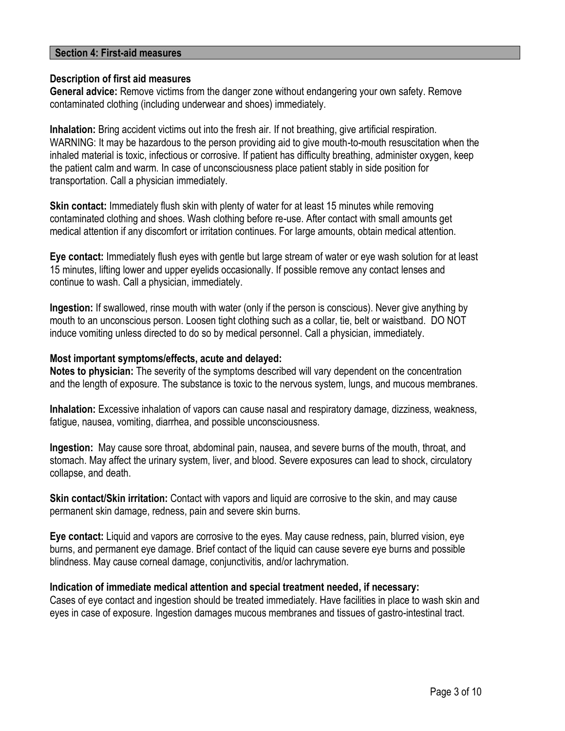## Section 4: First-aid measures

### Description of first aid measures

**General advice:** Remove victims from the danger zone without endangering your own safety. Remove contaminated clothing (including underwear and shoes) immediately.

**Inhalation:** Bring accident victims out into the fresh air. If not breathing, give artificial respiration. WARNING: It may be hazardous to the person providing aid to give mouth-to-mouth resuscitation when the inhaled material is toxic, infectious or corrosive. If patient has difficulty breathing, administer oxygen, keep the patient calm and warm. In case of unconsciousness place patient stably in side position for transportation. Call a physician immediately.

**Skin contact:** Immediately flush skin with plenty of water for at least 15 minutes while removing contaminated clothing and shoes. Wash clothing before re-use. After contact with small amounts get medical attention if any discomfort or irritation continues. For large amounts, obtain medical attention.

**Eye contact:** Immediately flush eyes with gentle but large stream of water or eye wash solution for at least 15 minutes, lifting lower and upper eyelids occasionally. If possible remove any contact lenses and continue to wash. Call a physician, immediately.

**Ingestion:** If swallowed, rinse mouth with water (only if the person is conscious). Never give anything by mouth to an unconscious person. Loosen tight clothing such as a collar, tie, belt or waistband. DO NOT induce vomiting unless directed to do so by medical personnel. Call a physician, immediately.

### Most important symptoms/effects, acute and delayed:

**Notes to physician:** The severity of the symptoms described will vary dependent on the concentration and the length of exposure. The substance is toxic to the nervous system, lungs, and mucous membranes.

**Inhalation:** Excessive inhalation of vapors can cause nasal and respiratory damage, dizziness, weakness, fatigue, nausea, vomiting, diarrhea, and possible unconsciousness.

**Ingestion:** May cause sore throat, abdominal pain, nausea, and severe burns of the mouth, throat, and stomach. May affect the urinary system, liver, and blood. Severe exposures can lead to shock, circulatory collapse, and death.

**Skin contact/Skin irritation:** Contact with vapors and liquid are corrosive to the skin, and may cause permanent skin damage, redness, pain and severe skin burns.

**Eye contact:** Liquid and vapors are corrosive to the eyes. May cause redness, pain, blurred vision, eye burns, and permanent eye damage. Brief contact of the liquid can cause severe eye burns and possible blindness. May cause corneal damage, conjunctivitis, and/or lachrymation.

### Indication of immediate medical attention and special treatment needed, if necessary:

Cases of eye contact and ingestion should be treated immediately. Have facilities in place to wash skin and eyes in case of exposure. Ingestion damages mucous membranes and tissues of gastro-intestinal tract.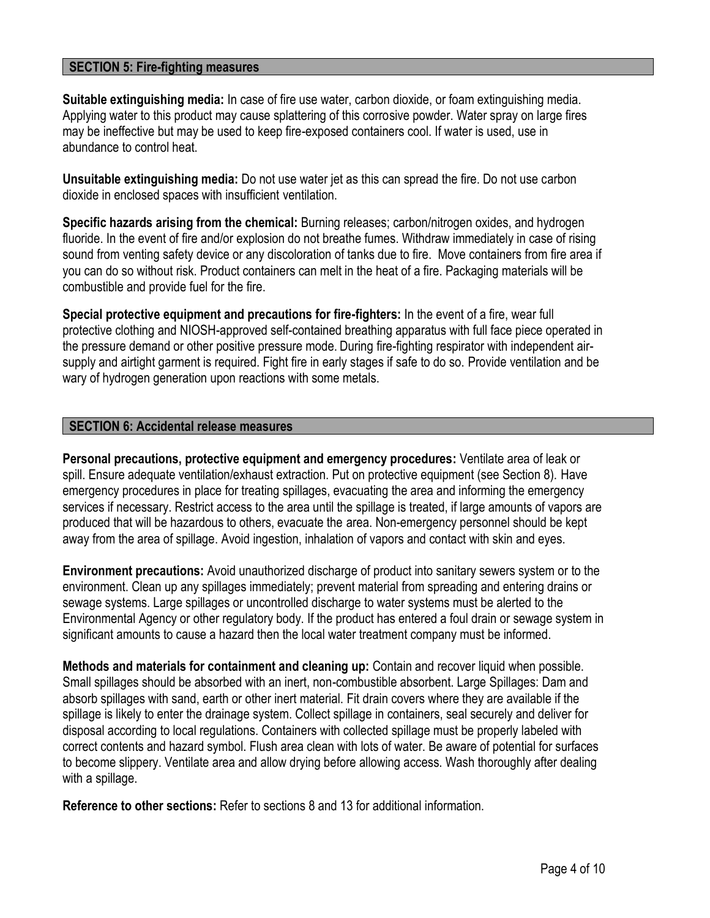## SECTION 5: Fire-fighting measures

**Suitable extinguishing media:** In case of fire use water, carbon dioxide, or foam extinguishing media. Applying water to this product may cause splattering of this corrosive powder. Water spray on large fires may be ineffective but may be used to keep fire-exposed containers cool. If water is used, use in abundance to control heat.

**Unsuitable extinguishing media:** Do not use water jet as this can spread the fire. Do not use carbon dioxide in enclosed spaces with insufficient ventilation.

**Specific hazards arising from the chemical:** Burning releases; carbon/nitrogen oxides, and hydrogen fluoride. In the event of fire and/or explosion do not breathe fumes. Withdraw immediately in case of rising sound from venting safety device or any discoloration of tanks due to fire. Move containers from fire area if you can do so without risk. Product containers can melt in the heat of a fire. Packaging materials will be combustible and provide fuel for the fire.

**Special protective equipment and precautions for fire-fighters:** In the event of a fire, wear full protective clothing and NIOSH-approved self-contained breathing apparatus with full face piece operated in the pressure demand or other positive pressure mode. During fire-fighting respirator with independent air-supply and airtight garment is required. Fight fire in early stages if safe to do so. Provide ventilation and be wary of hydrogen generation upon reactions with some metals.

## SECTION 6: Accidental release measures

**Personal precautions, protective equipment and emergency procedures:** Ventilate area of leak or spill. Ensure adequate ventilation/exhaust extraction. Put on protective equipment (see Section 8). Have emergency procedures in place for treating spillages, evacuating the area and informing the emergency services if necessary. Restrict access to the area until the spillage is treated, if large amounts of vapors are produced that will be hazardous to others, evacuate the area. Non-emergency personnel should be kept away from the area of spillage. Avoid ingestion, inhalation of vapors and contact with skin and eyes.

**Environment precautions:** Avoid unauthorized discharge of product into sanitary sewers system or to the environment. Clean up any spillages immediately; prevent material from spreading and entering drains or sewage systems. Large spillages or uncontrolled discharge to water systems must be alerted to the Environmental Agency or other regulatory body. If the product has entered a foul drain or sewage system in significant amounts to cause a hazard then the local water treatment company must be informed.

**Methods and materials for containment and cleaning up:** Contain and recover liquid when possible. Small spillages should be absorbed with an inert, non-combustible absorbent. Large Spillages: Dam and absorb spillages with sand, earth or other inert material. Fit drain covers where they are available if the spillage is likely to enter the drainage system. Collect spillage in containers, seal securely and deliver for disposal according to local regulations. Containers with collected spillage must be properly labeled with correct contents and hazard symbol. Flush area clean with lots of water. Be aware of potential for surfaces to become slippery. Ventilate area and allow drying before allowing access. Wash thoroughly after dealing with a spillage.

**Reference to other sections:** Refer to sections 8 and 13 for additional information.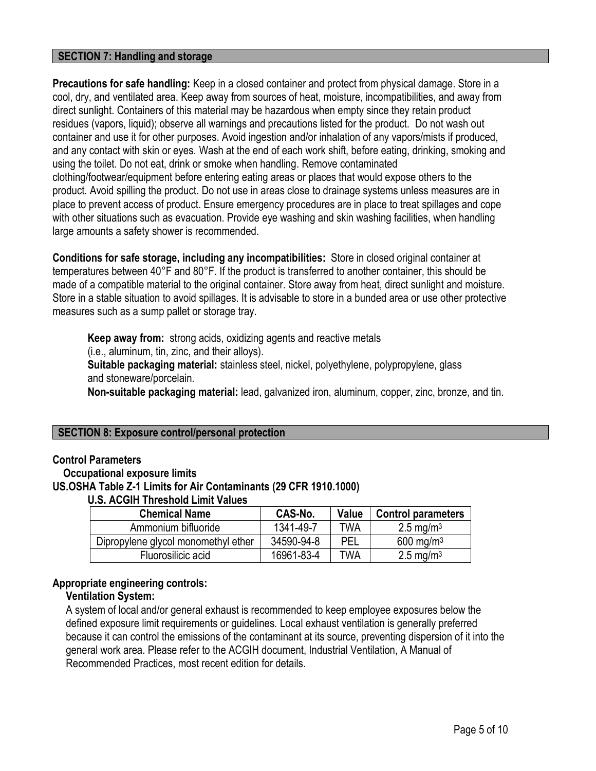## SECTION 7: Handling and storage

**Precautions for safe handling:** Keep in a closed container and protect from physical damage. Store in a cool, dry, and ventilated area. Keep away from sources of heat, moisture, incompatibilities, and away from direct sunlight. Containers of this material may be hazardous when empty since they retain product residues (vapors, liquid); observe all warnings and precautions listed for the product. Do not wash out container and use it for other purposes. Avoid ingestion and/or inhalation of any vapors/mists if produced, and any contact with skin or eyes. Wash at the end of each work shift, before eating, drinking, smoking and using the toilet. Do not eat, drink or smoke when handling. Remove contaminated clothing/footwear/equipment before entering eating areas or places that would expose others to the product. Avoid spilling the product. Do not use in areas close to drainage systems unless measures are in place to prevent access of product. Ensure emergency procedures are in place to treat spillages and cope with other situations such as evacuation. Provide eye washing and skin washing facilities, when handling large amounts a safety shower is recommended.

**Conditions for safe storage, including any incompatibilities:** Store in closed original container at temperatures between 40°F and 80°F. If the product is transferred to another container, this should be made of a compatible material to the original container. Store away from heat, direct sunlight and moisture. Store in a stable situation to avoid spillages. It is advisable to store in a bunded area or use other protective measures such as a sump pallet or storage tray.

**Keep away from:** strong acids, oxidizing agents and reactive metals (i.e., aluminum, tin, zinc, and their alloys).
**Suitable packaging material:** stainless steel, nickel, polyethylene, polypropylene, glass and stoneware/porcelain.
**Non-suitable packaging material:** lead, galvanized iron, aluminum, copper, zinc, bronze, and tin.

## SECTION 8: Exposure control/personal protection

**Control Parameters**

**Occupational exposure limits**

**US.OSHA Table Z-1 Limits for Air Contaminants (29 CFR 1910.1000)**

**U.S. ACGIH Threshold Limit Values**

| Chemical Name | CAS-No. | Value | Control parameters |
|---|---|---|---|
| Ammonium bifluoride | 1341-49-7 | TWA | 2.5 mg/m$^3$ |
| Dipropylene glycol monomethyl ether | 34590-94-8 | PEL | 600 mg/m$^3$ |
| Fluorosilicic acid | 16961-83-4 | TWA | 2.5 mg/m$^3$ |

**Appropriate engineering controls:**

**Ventilation System:**

A system of local and/or general exhaust is recommended to keep employee exposures below the defined exposure limit requirements or guidelines. Local exhaust ventilation is generally preferred because it can control the emissions of the contaminant at its source, preventing dispersion of it into the general work area. Please refer to the ACGIH document, Industrial Ventilation, A Manual of Recommended Practices, most recent edition for details.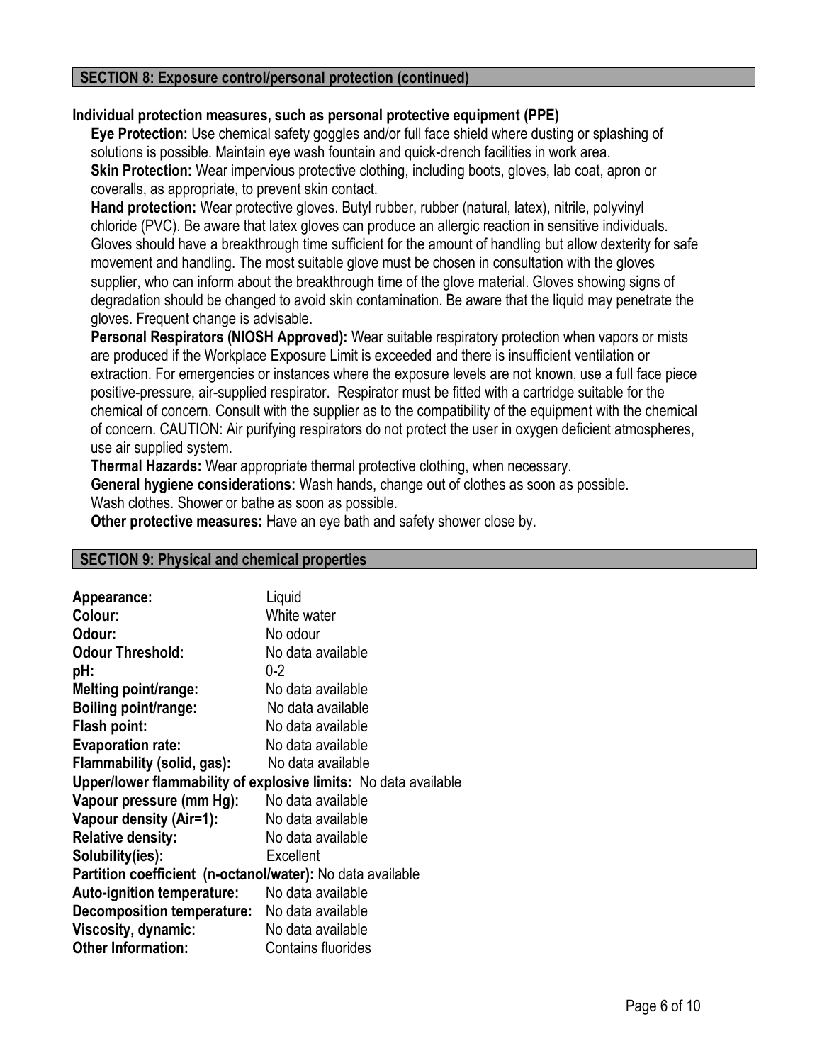## SECTION 8: Exposure control/personal protection (continued)

### Individual protection measures, such as personal protective equipment (PPE)

**Eye Protection:** Use chemical safety goggles and/or full face shield where dusting or splashing of solutions is possible. Maintain eye wash fountain and quick-drench facilities in work area.

**Skin Protection:** Wear impervious protective clothing, including boots, gloves, lab coat, apron or coveralls, as appropriate, to prevent skin contact.

**Hand protection:** Wear protective gloves. Butyl rubber, rubber (natural, latex), nitrile, polyvinyl chloride (PVC). Be aware that latex gloves can produce an allergic reaction in sensitive individuals. Gloves should have a breakthrough time sufficient for the amount of handling but allow dexterity for safe movement and handling. The most suitable glove must be chosen in consultation with the gloves supplier, who can inform about the breakthrough time of the glove material. Gloves showing signs of degradation should be changed to avoid skin contamination. Be aware that the liquid may penetrate the gloves. Frequent change is advisable.

**Personal Respirators (NIOSH Approved):** Wear suitable respiratory protection when vapors or mists are produced if the Workplace Exposure Limit is exceeded and there is insufficient ventilation or extraction. For emergencies or instances where the exposure levels are not known, use a full face piece positive-pressure, air-supplied respirator. Respirator must be fitted with a cartridge suitable for the chemical of concern. Consult with the supplier as to the compatibility of the equipment with the chemical of concern. CAUTION: Air purifying respirators do not protect the user in oxygen deficient atmospheres, use air supplied system.

**Thermal Hazards:** Wear appropriate thermal protective clothing, when necessary.

**General hygiene considerations:** Wash hands, change out of clothes as soon as possible. Wash clothes. Shower or bathe as soon as possible.

**Other protective measures:** Have an eye bath and safety shower close by.

## SECTION 9: Physical and chemical properties

**Appearance:** Liquid
**Colour:** White water
**Odour:** No odour
**Odour Threshold:** No data available
**pH:** 0-2
**Melting point/range:** No data available
**Boiling point/range:** No data available
**Flash point:** No data available
**Evaporation rate:** No data available
**Flammability (solid, gas):** No data available
**Upper/lower flammability of explosive limits:** No data available
**Vapour pressure (mm Hg):** No data available
**Vapour density (Air=1):** No data available
**Relative density:** No data available
**Solubility(ies):** Excellent
**Partition coefficient (n-octanol/water):** No data available
**Auto-ignition temperature:** No data available
**Decomposition temperature:** No data available
**Viscosity, dynamic:** No data available
**Other Information:** Contains fluorides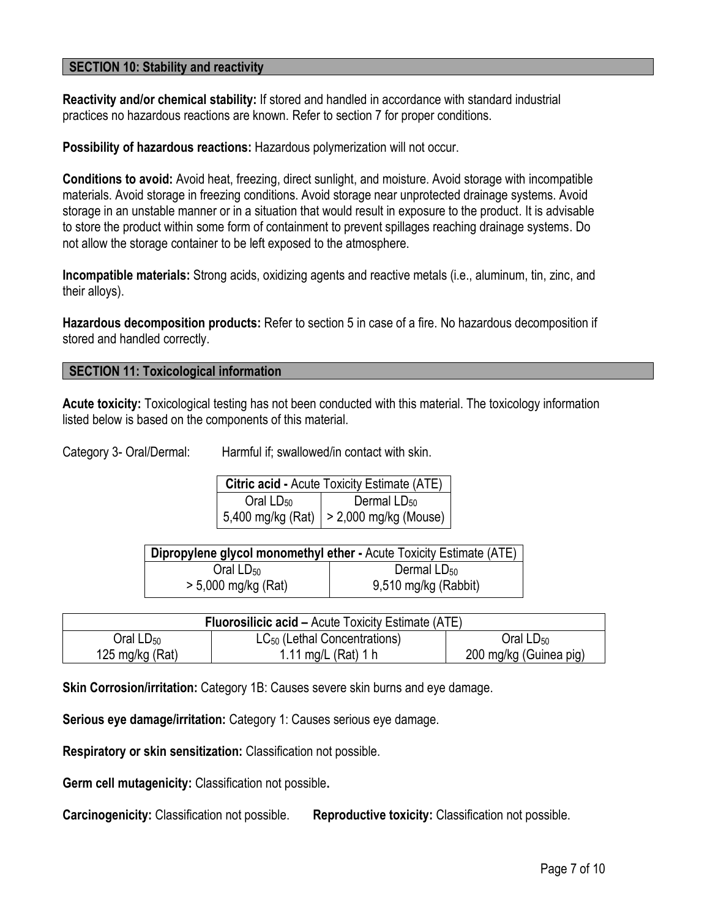## SECTION 10: Stability and reactivity

**Reactivity and/or chemical stability:** If stored and handled in accordance with standard industrial practices no hazardous reactions are known. Refer to section 7 for proper conditions.

**Possibility of hazardous reactions:** Hazardous polymerization will not occur.

**Conditions to avoid:** Avoid heat, freezing, direct sunlight, and moisture. Avoid storage with incompatible materials. Avoid storage in freezing conditions. Avoid storage near unprotected drainage systems. Avoid storage in an unstable manner or in a situation that would result in exposure to the product. It is advisable to store the product within some form of containment to prevent spillages reaching drainage systems. Do not allow the storage container to be left exposed to the atmosphere.

**Incompatible materials:** Strong acids, oxidizing agents and reactive metals (i.e., aluminum, tin, zinc, and their alloys).

**Hazardous decomposition products:** Refer to section 5 in case of a fire. No hazardous decomposition if stored and handled correctly.

## SECTION 11: Toxicological information

**Acute toxicity:** Toxicological testing has not been conducted with this material. The toxicology information listed below is based on the components of this material.

Category 3- Oral/Dermal: Harmful if; swallowed/in contact with skin.

| **Citric acid -** Acute Toxicity Estimate (ATE) | |
|---|---|
| Oral $LD_{50}$ | Dermal $LD_{50}$ |
| 5,400 mg/kg (Rat) | > 2,000 mg/kg (Mouse) |

| **Dipropylene glycol monomethyl ether -** Acute Toxicity Estimate (ATE) | |
|---|---|
| Oral $LD_{50}$ | Dermal $LD_{50}$ |
| > 5,000 mg/kg (Rat) | 9,510 mg/kg (Rabbit) |

| **Fluorosilicic acid –** Acute Toxicity Estimate (ATE) | | |
|---|---|---|
| Oral $LD_{50}$ | $LC_{50}$ (Lethal Concentrations) | Oral $LD_{50}$ |
| 125 mg/kg (Rat) | 1.11 mg/L (Rat) 1 h | 200 mg/kg (Guinea pig) |

**Skin Corrosion/irritation:** Category 1B: Causes severe skin burns and eye damage.

**Serious eye damage/irritation:** Category 1: Causes serious eye damage.

**Respiratory or skin sensitization:** Classification not possible.

**Germ cell mutagenicity:** Classification not possible**.**

**Carcinogenicity:** Classification not possible. **Reproductive toxicity:** Classification not possible.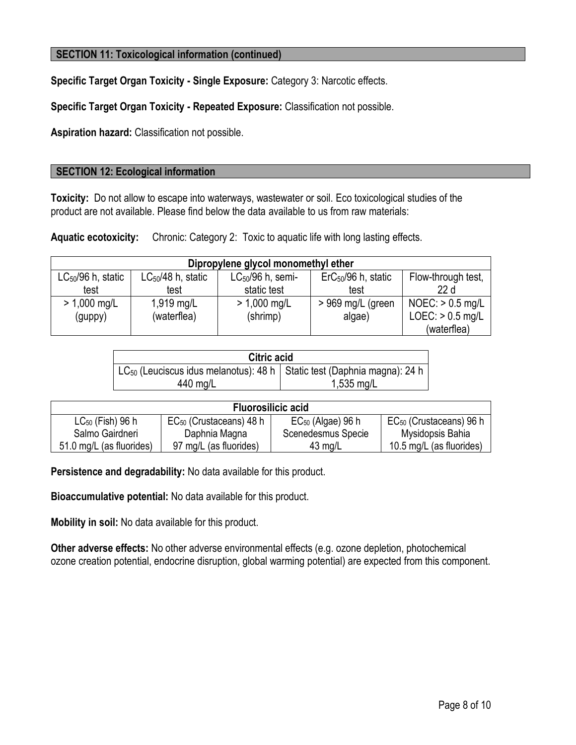## SECTION 11: Toxicological information (continued)

**Specific Target Organ Toxicity - Single Exposure:** Category 3: Narcotic effects.

**Specific Target Organ Toxicity - Repeated Exposure:** Classification not possible.

**Aspiration hazard:** Classification not possible.

## SECTION 12: Ecological information

**Toxicity:** Do not allow to escape into waterways, wastewater or soil. Eco toxicological studies of the product are not available. Please find below the data available to us from raw materials:

**Aquatic ecotoxicity:** Chronic: Category 2: Toxic to aquatic life with long lasting effects.

| Dipropylene glycol monomethyl ether | | | | |
|---|---|---|---|---|
| $LC_{50}$/96 h, static test | $LC_{50}$/48 h, static test | $LC_{50}$/96 h, semi-static test | $ErC_{50}$/96 h, static test | Flow-through test, 22 d |
| > 1,000 mg/L (guppy) | 1,919 mg/L (waterflea) | > 1,000 mg/L (shrimp) | > 969 mg/L (green algae) | NOEC: > 0.5 mg/L LOEC: > 0.5 mg/L (waterflea) |

| Citric acid | |
|---|---|
| $LC_{50}$ (Leuciscus idus melanotus): 48 h 440 mg/L | Static test (Daphnia magna): 24 h 1,535 mg/L |

| Fluorosilicic acid | | | |
|---|---|---|---|
| $LC_{50}$ (Fish) 96 h Salmo Gairdneri 51.0 mg/L (as fluorides) | $EC_{50}$ (Crustaceans) 48 h Daphnia Magna 97 mg/L (as fluorides) | $EC_{50}$ (Algae) 96 h Scenedesmus Specie 43 mg/L | $EC_{50}$ (Crustaceans) 96 h Mysidopsis Bahia 10.5 mg/L (as fluorides) |

**Persistence and degradability:** No data available for this product.

**Bioaccumulative potential:** No data available for this product.

**Mobility in soil:** No data available for this product.

**Other adverse effects:** No other adverse environmental effects (e.g. ozone depletion, photochemical ozone creation potential, endocrine disruption, global warming potential) are expected from this component.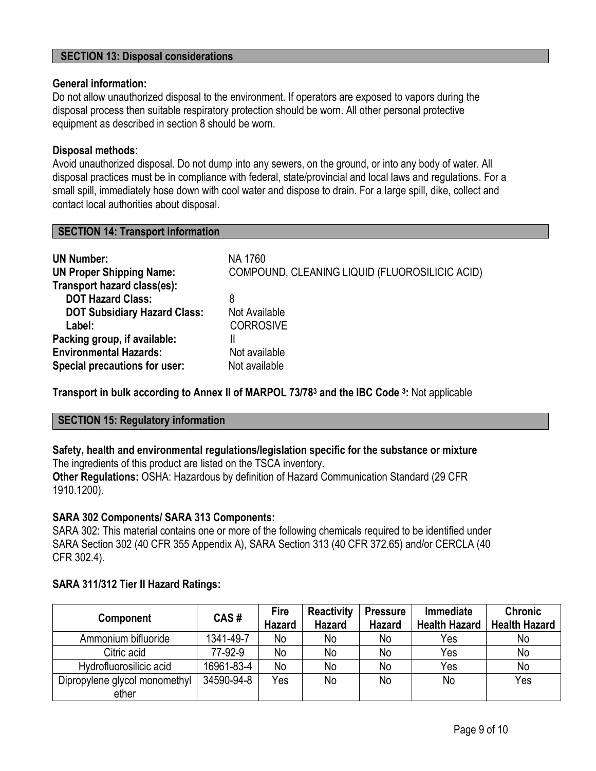## SECTION 13: Disposal considerations

**General information:**
Do not allow unauthorized disposal to the environment. If operators are exposed to vapors during the disposal process then suitable respiratory protection should be worn. All other personal protective equipment as described in section 8 should be worn.

**Disposal methods**:
Avoid unauthorized disposal. Do not dump into any sewers, on the ground, or into any body of water. All disposal practices must be in compliance with federal, state/provincial and local laws and regulations. For a small spill, immediately hose down with cool water and dispose to drain. For a large spill, dike, collect and contact local authorities about disposal.

## SECTION 14: Transport information

**UN Number:** NA 1760
**UN Proper Shipping Name:** COMPOUND, CLEANING LIQUID (FLUOROSILICIC ACID)
**Transport hazard class(es):**
- **DOT Hazard Class:** 8
- **DOT Subsidiary Hazard Class:** Not Available
- **Label:** CORROSIVE

**Packing group, if available:** II
**Environmental Hazards:** Not available
**Special precautions for user:** Not available

**Transport in bulk according to Annex II of MARPOL 73/78[3] and the IBC Code [3]:** Not applicable

## SECTION 15: Regulatory information

**Safety, health and environmental regulations/legislation specific for the substance or mixture**
The ingredients of this product are listed on the TSCA inventory.
**Other Regulations:** OSHA: Hazardous by definition of Hazard Communication Standard (29 CFR 1910.1200).

**SARA 302 Components/ SARA 313 Components:**
SARA 302: This material contains one or more of the following chemicals required to be identified under SARA Section 302 (40 CFR 355 Appendix A), SARA Section 313 (40 CFR 372.65) and/or CERCLA (40 CFR 302.4).

**SARA 311/312 Tier II Hazard Ratings:**

| Component | CAS # | Fire Hazard | Reactivity Hazard | Pressure Hazard | Immediate Health Hazard | Chronic Health Hazard |
|---|---|---|---|---|---|---|
| Ammonium bifluoride | 1341-49-7 | No | No | No | Yes | No |
| Citric acid | 77-92-9 | No | No | No | Yes | No |
| Hydrofluorosilicic acid | 16961-83-4 | No | No | No | Yes | No |
| Dipropylene glycol monomethyl ether | 34590-94-8 | Yes | No | No | No | Yes |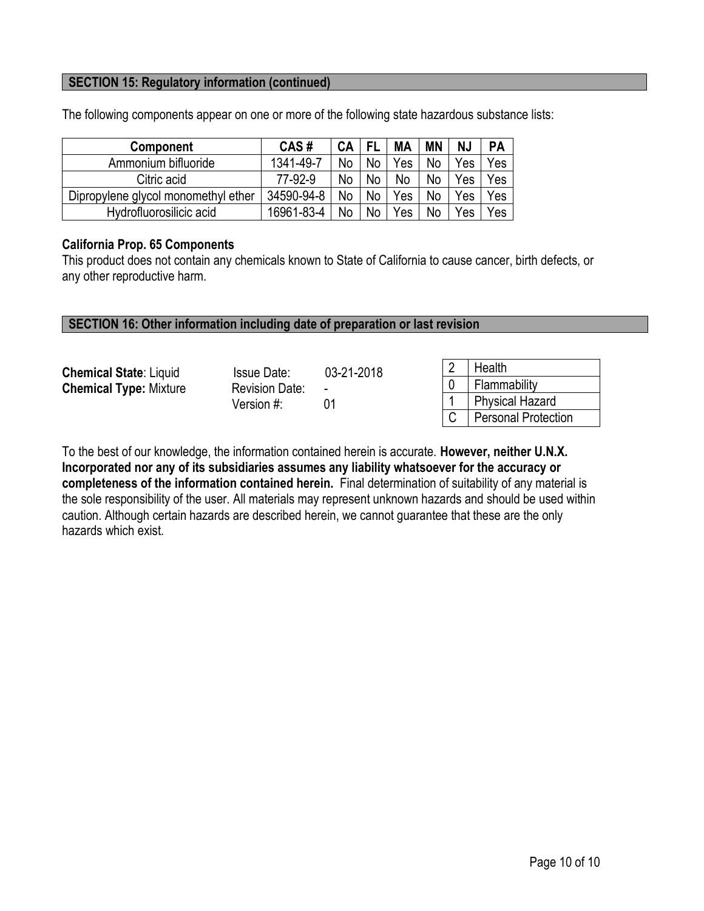## SECTION 15: Regulatory information (continued)

The following components appear on one or more of the following state hazardous substance lists:

| Component | CAS # | CA | FL | MA | MN | NJ | PA |
|---|---|---|---|---|---|---|---|
| Ammonium bifluoride | 1341-49-7 | No | No | Yes | No | Yes | Yes |
| Citric acid | 77-92-9 | No | No | No | No | Yes | Yes |
| Dipropylene glycol monomethyl ether | 34590-94-8 | No | No | Yes | No | Yes | Yes |
| Hydrofluorosilicic acid | 16961-83-4 | No | No | Yes | No | Yes | Yes |

**California Prop. 65 Components**

This product does not contain any chemicals known to State of California to cause cancer, birth defects, or any other reproductive harm.

## SECTION 16: Other information including date of preparation or last revision

**Chemical State**: Liquid
**Chemical Type:** Mixture

Issue Date: 03-21-2018
Revision Date: -
Version #: 01

| | |
|---|---|
| 2 | Health |
| 0 | Flammability |
| 1 | Physical Hazard |
| C | Personal Protection |

To the best of our knowledge, the information contained herein is accurate. **However, neither U.N.X. Incorporated nor any of its subsidiaries assumes any liability whatsoever for the accuracy or completeness of the information contained herein.** Final determination of suitability of any material is the sole responsibility of the user. All materials may represent unknown hazards and should be used within caution. Although certain hazards are described herein, we cannot guarantee that these are the only hazards which exist.